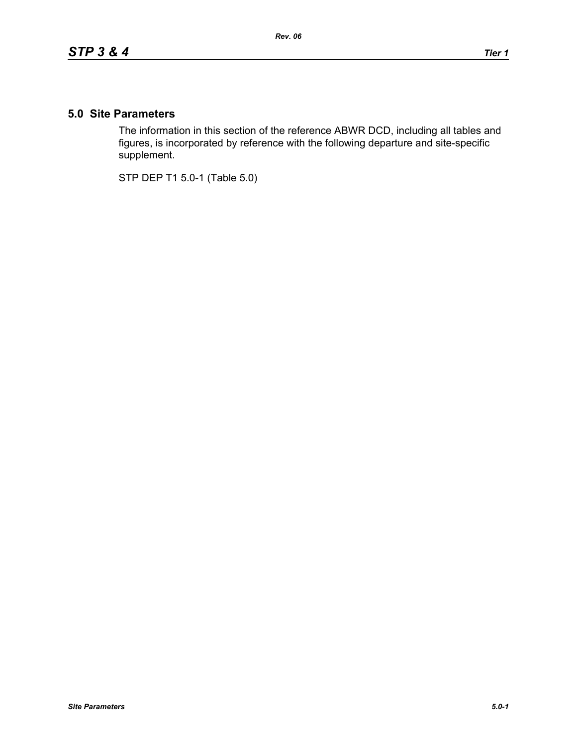## 5.0 Site Parameters

The information in this section of the reference ABWR DCD, including all tables and figures, is incorporated by reference with the following departure and site-specific supplement.

STP DEP T1 5.0-1 (Table 5.0)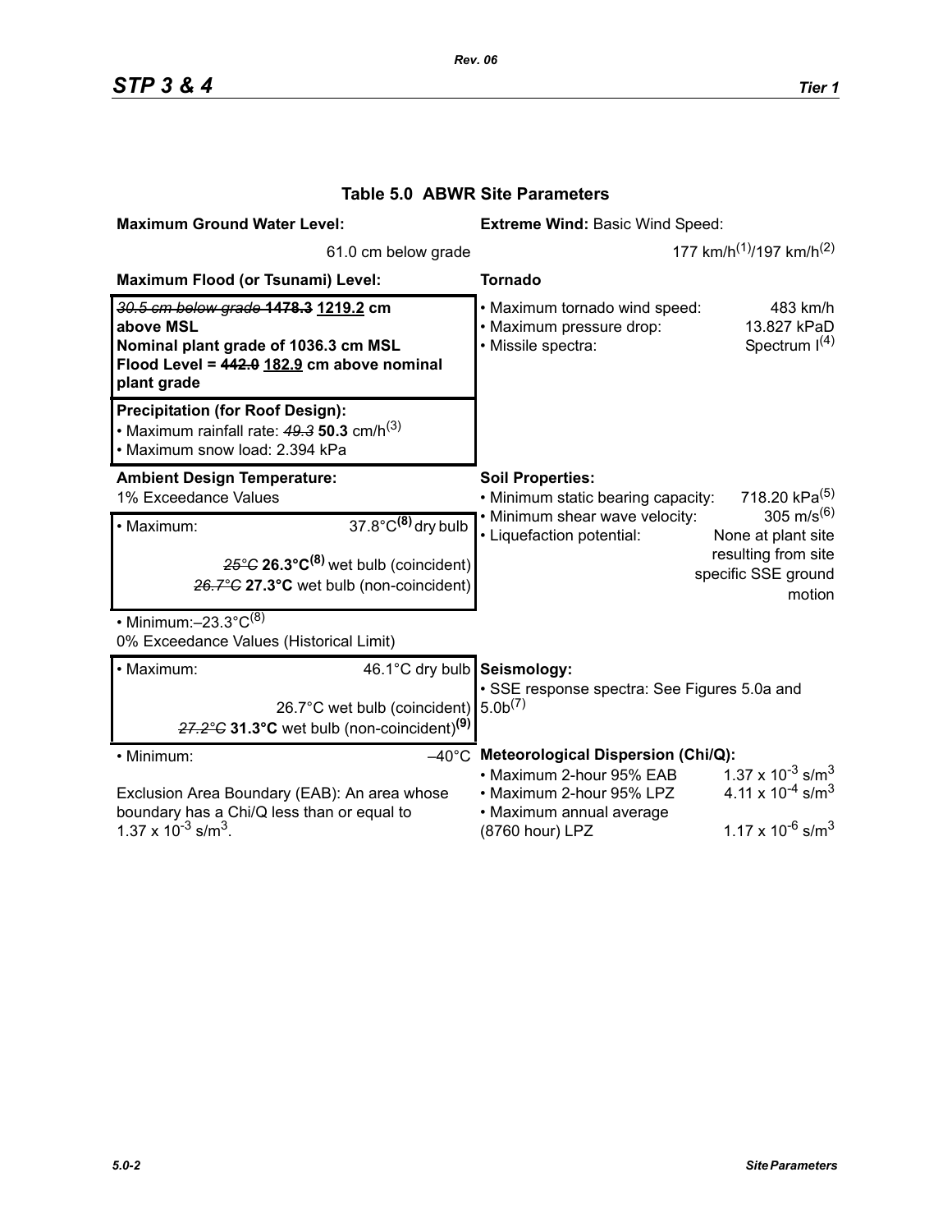# Table 5.0 ABWR Site Parameters

**Maximum Ground Water Level:**

61.0 cm below grade

**Maximum Flood (or Tsunami) Level:**

~~*30.5 cm below grade*~~ ~~**1478.3**~~ **1219.2 cm above MSL**
**Nominal plant grade of 1036.3 cm MSL**
**Flood Level = ~~442.0~~ 182.9 cm above nominal plant grade**

**Precipitation (for Roof Design):**

- Maximum rainfall rate: ~~*49.3*~~ **50.3** cm/h(3)
- Maximum snow load: 2.394 kPa

**Ambient Design Temperature:**

1% Exceedance Values

- Maximum: 37.8°C**(8)** dry bulb
  ~~*25°C*~~ **26.3°C(8)** wet bulb (coincident)
  ~~*26.7°C*~~ **27.3°C** wet bulb (non-coincident)
- Minimum: –23.3°C(8)

0% Exceedance Values (Historical Limit)

- Maximum: 46.1°C dry bulb
  26.7°C wet bulb (coincident)
  ~~*27.2°C*~~ **31.3°C** wet bulb (non-coincident)**(9)**
- Minimum: –40°C

Exclusion Area Boundary (EAB): An area whose boundary has a Chi/Q less than or equal to $1.37 \times 10^{-3}$ s/m$^3$.

**Extreme Wind:** Basic Wind Speed:

177 km/h(1)/197 km/h(2)

**Tornado**

| | |
|---|---|
| • Maximum tornado wind speed: | 483 km/h |
| • Maximum pressure drop: | 13.827 kPaD |
| • Missile spectra: | Spectrum I(4) |

**Soil Properties:**

| | |
|---|---|
| • Minimum static bearing capacity: | 718.20 kPa(5) |
| • Minimum shear wave velocity: | 305 m/s(6) |
| • Liquefaction potential: | None at plant site resulting from site specific SSE ground motion |

**Seismology:**

- SSE response spectra: See Figures 5.0a and 5.0b(7)

**Meteorological Dispersion (Chi/Q):**

| | |
|---|---|
| • Maximum 2-hour 95% EAB | $1.37 \times 10^{-3}$ s/m$^3$ |
| • Maximum 2-hour 95% LPZ | $4.11 \times 10^{-4}$ s/m$^3$ |
| • Maximum annual average (8760 hour) LPZ | $1.17 \times 10^{-6}$ s/m$^3$ |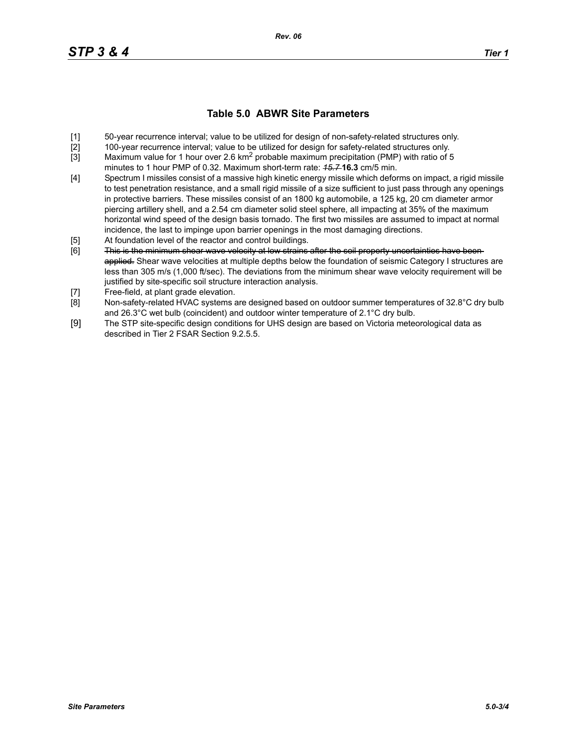### Table 5.0 ABWR Site Parameters

[1] 50-year recurrence interval; value to be utilized for design of non-safety-related structures only.

[2] 100-year recurrence interval; value to be utilized for design for safety-related structures only.

[3] Maximum value for 1 hour over 2.6 $km^2$ probable maximum precipitation (PMP) with ratio of 5 minutes to 1 hour PMP of 0.32. Maximum short-term rate: ~~*15.7*~~ **16.3** cm/5 min.

[4] Spectrum I missiles consist of a massive high kinetic energy missile which deforms on impact, a rigid missile to test penetration resistance, and a small rigid missile of a size sufficient to just pass through any openings in protective barriers. These missiles consist of an 1800 kg automobile, a 125 kg, 20 cm diameter armor piercing artillery shell, and a 2.54 cm diameter solid steel sphere, all impacting at 35% of the maximum horizontal wind speed of the design basis tornado. The first two missiles are assumed to impact at normal incidence, the last to impinge upon barrier openings in the most damaging directions.

[5] At foundation level of the reactor and control buildings.

[6] ~~This is the minimum shear wave velocity at low strains after the soil property uncertainties have been applied.~~ Shear wave velocities at multiple depths below the foundation of seismic Category I structures are less than 305 m/s (1,000 ft/sec). The deviations from the minimum shear wave velocity requirement will be justified by site-specific soil structure interaction analysis.

[7] Free-field, at plant grade elevation.

[8] Non-safety-related HVAC systems are designed based on outdoor summer temperatures of 32.8°C dry bulb and 26.3°C wet bulb (coincident) and outdoor winter temperature of 2.1°C dry bulb.

[9] The STP site-specific design conditions for UHS design are based on Victoria meteorological data as described in Tier 2 FSAR Section 9.2.5.5.